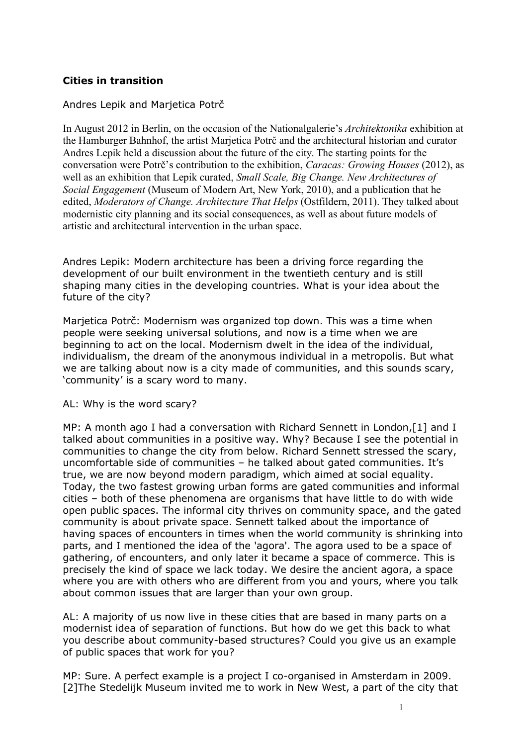**Cities in transition**

Andres Lepik and Marjetica Potrč

In August 2012 in Berlin, on the occasion of the Nationalgalerie's *Architektonika* exhibition at the Hamburger Bahnhof, the artist Marjetica Potrč and the architectural historian and curator Andres Lepik held a discussion about the future of the city. The starting points for the conversation were Potrč's contribution to the exhibition, *Caracas: Growing Houses* (2012), as well as an exhibition that Lepik curated, *Small Scale, Big Change. New Architectures of Social Engagement* (Museum of Modern Art, New York, 2010), and a publication that he edited, *Moderators of Change. Architecture That Helps* (Ostfildern, 2011). They talked about modernistic city planning and its social consequences, as well as about future models of artistic and architectural intervention in the urban space.

Andres Lepik: Modern architecture has been a driving force regarding the development of our built environment in the twentieth century and is still shaping many cities in the developing countries. What is your idea about the future of the city?

Marjetica Potrč: Modernism was organized top down. This was a time when people were seeking universal solutions, and now is a time when we are beginning to act on the local. Modernism dwelt in the idea of the individual, individualism, the dream of the anonymous individual in a metropolis. But what we are talking about now is a city made of communities, and this sounds scary, 'community' is a scary word to many.

AL: Why is the word scary?

MP: A month ago I had a conversation with Richard Sennett in London,[1] and I talked about communities in a positive way. Why? Because I see the potential in communities to change the city from below. Richard Sennett stressed the scary, uncomfortable side of communities – he talked about gated communities. It's true, we are now beyond modern paradigm, which aimed at social equality. Today, the two fastest growing urban forms are gated communities and informal cities – both of these phenomena are organisms that have little to do with wide open public spaces. The informal city thrives on community space, and the gated community is about private space. Sennett talked about the importance of having spaces of encounters in times when the world community is shrinking into parts, and I mentioned the idea of the 'agora'. The agora used to be a space of gathering, of encounters, and only later it became a space of commerce. This is precisely the kind of space we lack today. We desire the ancient agora, a space where you are with others who are different from you and yours, where you talk about common issues that are larger than your own group.

AL: A majority of us now live in these cities that are based in many parts on a modernist idea of separation of functions. But how do we get this back to what you describe about community-based structures? Could you give us an example of public spaces that work for you?

MP: Sure. A perfect example is a project I co-organised in Amsterdam in 2009.[2]The Stedelijk Museum invited me to work in New West, a part of the city that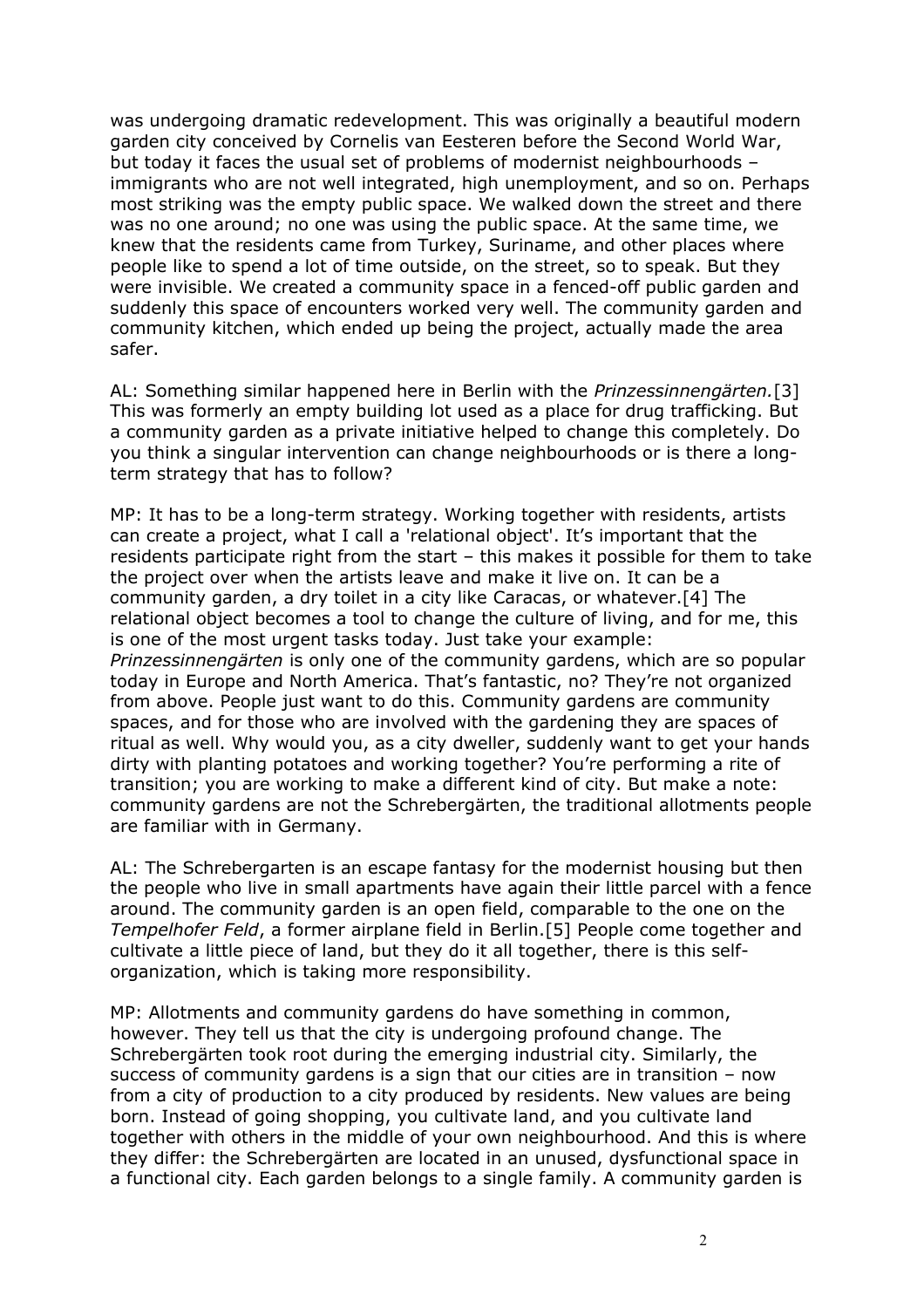was undergoing dramatic redevelopment. This was originally a beautiful modern garden city conceived by Cornelis van Eesteren before the Second World War, but today it faces the usual set of problems of modernist neighbourhoods – immigrants who are not well integrated, high unemployment, and so on. Perhaps most striking was the empty public space. We walked down the street and there was no one around; no one was using the public space. At the same time, we knew that the residents came from Turkey, Suriname, and other places where people like to spend a lot of time outside, on the street, so to speak. But they were invisible. We created a community space in a fenced-off public garden and suddenly this space of encounters worked very well. The community garden and community kitchen, which ended up being the project, actually made the area safer.

AL: Something similar happened here in Berlin with the *Prinzessinnengärten.*[3] This was formerly an empty building lot used as a place for drug trafficking. But a community garden as a private initiative helped to change this completely. Do you think a singular intervention can change neighbourhoods or is there a long-term strategy that has to follow?

MP: It has to be a long-term strategy. Working together with residents, artists can create a project, what I call a 'relational object'. It's important that the residents participate right from the start – this makes it possible for them to take the project over when the artists leave and make it live on. It can be a community garden, a dry toilet in a city like Caracas, or whatever.[4] The relational object becomes a tool to change the culture of living, and for me, this is one of the most urgent tasks today. Just take your example: *Prinzessinnengärten* is only one of the community gardens, which are so popular today in Europe and North America. That's fantastic, no? They're not organized from above. People just want to do this. Community gardens are community spaces, and for those who are involved with the gardening they are spaces of ritual as well. Why would you, as a city dweller, suddenly want to get your hands dirty with planting potatoes and working together? You're performing a rite of transition; you are working to make a different kind of city. But make a note: community gardens are not the Schrebergärten, the traditional allotments people are familiar with in Germany.

AL: The Schrebergarten is an escape fantasy for the modernist housing but then the people who live in small apartments have again their little parcel with a fence around. The community garden is an open field, comparable to the one on the *Tempelhofer Feld*, a former airplane field in Berlin.[5] People come together and cultivate a little piece of land, but they do it all together, there is this self-organization, which is taking more responsibility.

MP: Allotments and community gardens do have something in common, however. They tell us that the city is undergoing profound change. The Schrebergärten took root during the emerging industrial city. Similarly, the success of community gardens is a sign that our cities are in transition – now from a city of production to a city produced by residents. New values are being born. Instead of going shopping, you cultivate land, and you cultivate land together with others in the middle of your own neighbourhood. And this is where they differ: the Schrebergärten are located in an unused, dysfunctional space in a functional city. Each garden belongs to a single family. A community garden is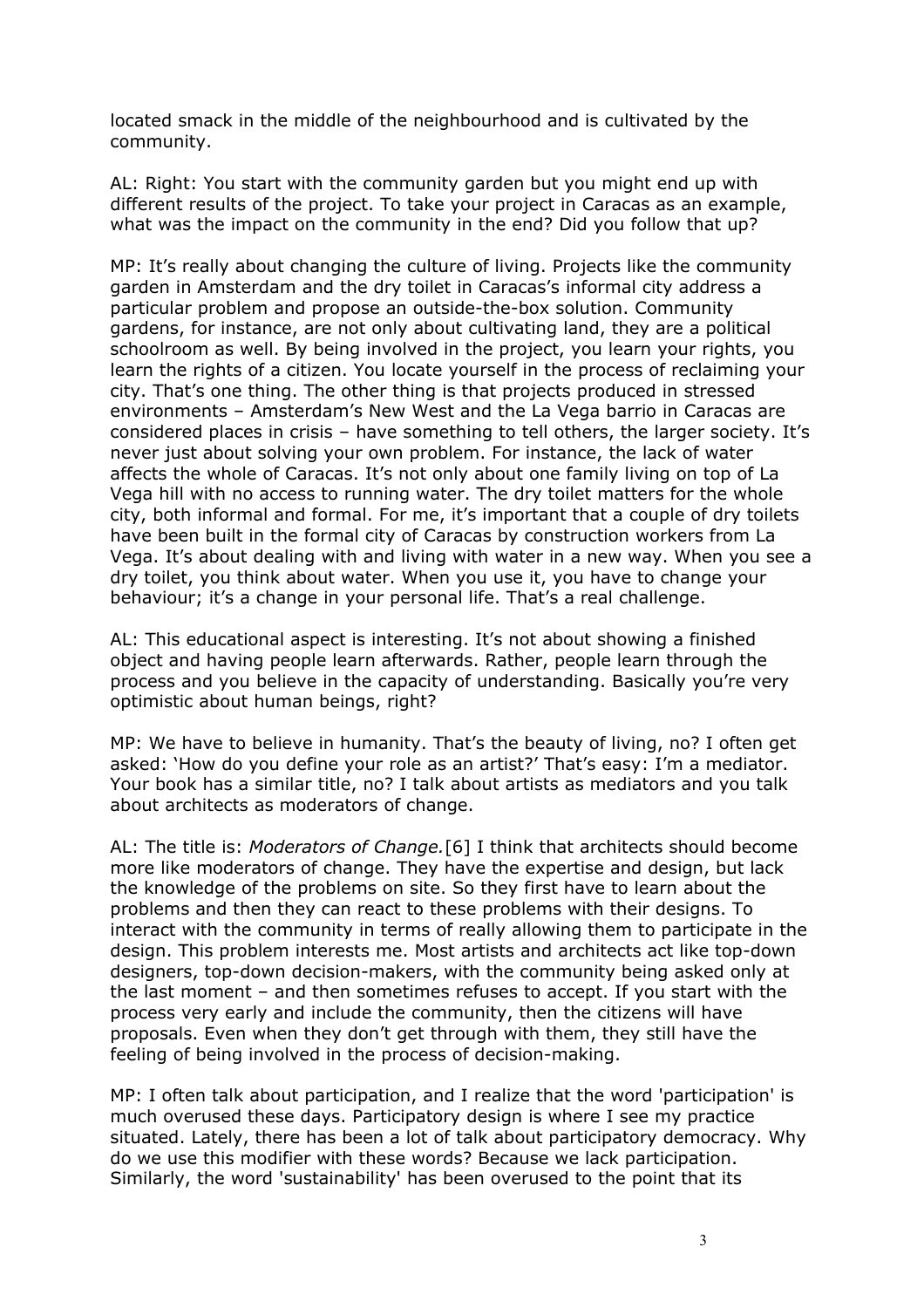located smack in the middle of the neighbourhood and is cultivated by the community.

AL: Right: You start with the community garden but you might end up with different results of the project. To take your project in Caracas as an example, what was the impact on the community in the end? Did you follow that up?

MP: It's really about changing the culture of living. Projects like the community garden in Amsterdam and the dry toilet in Caracas's informal city address a particular problem and propose an outside-the-box solution. Community gardens, for instance, are not only about cultivating land, they are a political schoolroom as well. By being involved in the project, you learn your rights, you learn the rights of a citizen. You locate yourself in the process of reclaiming your city. That's one thing. The other thing is that projects produced in stressed environments – Amsterdam's New West and the La Vega barrio in Caracas are considered places in crisis – have something to tell others, the larger society. It's never just about solving your own problem. For instance, the lack of water affects the whole of Caracas. It's not only about one family living on top of La Vega hill with no access to running water. The dry toilet matters for the whole city, both informal and formal. For me, it's important that a couple of dry toilets have been built in the formal city of Caracas by construction workers from La Vega. It's about dealing with and living with water in a new way. When you see a dry toilet, you think about water. When you use it, you have to change your behaviour; it's a change in your personal life. That's a real challenge.

AL: This educational aspect is interesting. It's not about showing a finished object and having people learn afterwards. Rather, people learn through the process and you believe in the capacity of understanding. Basically you're very optimistic about human beings, right?

MP: We have to believe in humanity. That's the beauty of living, no? I often get asked: 'How do you define your role as an artist?' That's easy: I'm a mediator. Your book has a similar title, no? I talk about artists as mediators and you talk about architects as moderators of change.

AL: The title is: *Moderators of Change.*[6] I think that architects should become more like moderators of change. They have the expertise and design, but lack the knowledge of the problems on site. So they first have to learn about the problems and then they can react to these problems with their designs. To interact with the community in terms of really allowing them to participate in the design. This problem interests me. Most artists and architects act like top-down designers, top-down decision-makers, with the community being asked only at the last moment – and then sometimes refuses to accept. If you start with the process very early and include the community, then the citizens will have proposals. Even when they don't get through with them, they still have the feeling of being involved in the process of decision-making.

MP: I often talk about participation, and I realize that the word 'participation' is much overused these days. Participatory design is where I see my practice situated. Lately, there has been a lot of talk about participatory democracy. Why do we use this modifier with these words? Because we lack participation. Similarly, the word 'sustainability' has been overused to the point that its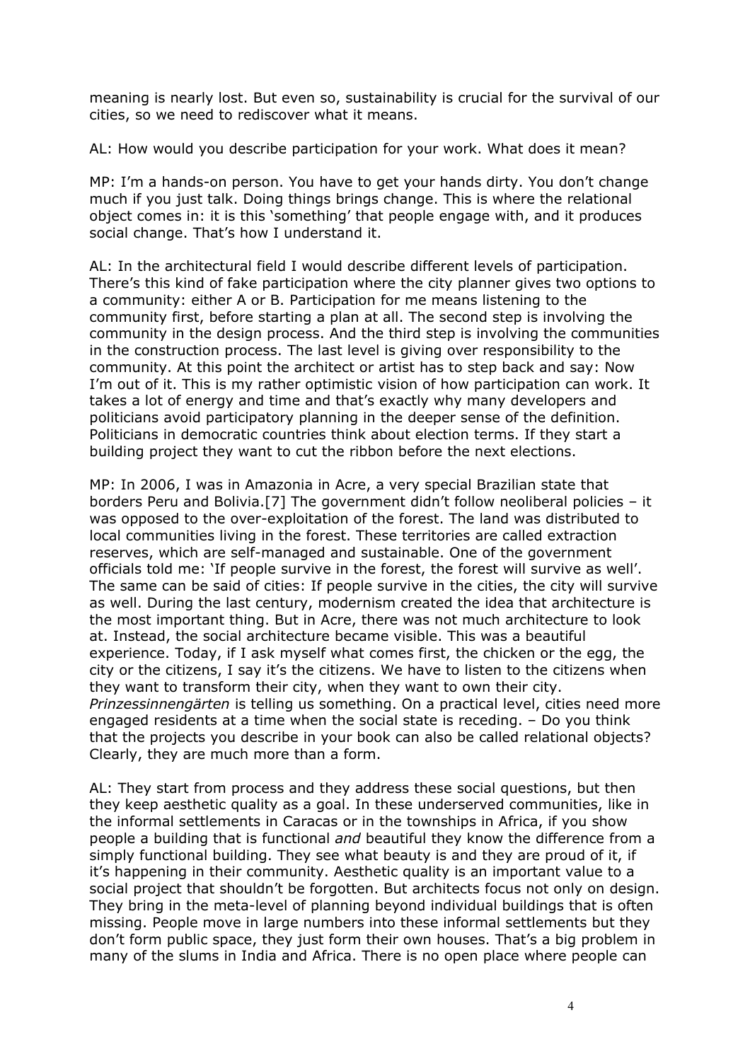meaning is nearly lost. But even so, sustainability is crucial for the survival of our cities, so we need to rediscover what it means.

AL: How would you describe participation for your work. What does it mean?

MP: I'm a hands-on person. You have to get your hands dirty. You don't change much if you just talk. Doing things brings change. This is where the relational object comes in: it is this 'something' that people engage with, and it produces social change. That's how I understand it.

AL: In the architectural field I would describe different levels of participation. There's this kind of fake participation where the city planner gives two options to a community: either A or B. Participation for me means listening to the community first, before starting a plan at all. The second step is involving the community in the design process. And the third step is involving the communities in the construction process. The last level is giving over responsibility to the community. At this point the architect or artist has to step back and say: Now I'm out of it. This is my rather optimistic vision of how participation can work. It takes a lot of energy and time and that's exactly why many developers and politicians avoid participatory planning in the deeper sense of the definition. Politicians in democratic countries think about election terms. If they start a building project they want to cut the ribbon before the next elections.

MP: In 2006, I was in Amazonia in Acre, a very special Brazilian state that borders Peru and Bolivia.[7] The government didn't follow neoliberal policies – it was opposed to the over-exploitation of the forest. The land was distributed to local communities living in the forest. These territories are called extraction reserves, which are self-managed and sustainable. One of the government officials told me: 'If people survive in the forest, the forest will survive as well'. The same can be said of cities: If people survive in the cities, the city will survive as well. During the last century, modernism created the idea that architecture is the most important thing. But in Acre, there was not much architecture to look at. Instead, the social architecture became visible. This was a beautiful experience. Today, if I ask myself what comes first, the chicken or the egg, the city or the citizens, I say it's the citizens. We have to listen to the citizens when they want to transform their city, when they want to own their city. *Prinzessinnengärten* is telling us something. On a practical level, cities need more engaged residents at a time when the social state is receding. – Do you think that the projects you describe in your book can also be called relational objects? Clearly, they are much more than a form.

AL: They start from process and they address these social questions, but then they keep aesthetic quality as a goal. In these underserved communities, like in the informal settlements in Caracas or in the townships in Africa, if you show people a building that is functional *and* beautiful they know the difference from a simply functional building. They see what beauty is and they are proud of it, if it's happening in their community. Aesthetic quality is an important value to a social project that shouldn't be forgotten. But architects focus not only on design. They bring in the meta-level of planning beyond individual buildings that is often missing. People move in large numbers into these informal settlements but they don't form public space, they just form their own houses. That's a big problem in many of the slums in India and Africa. There is no open place where people can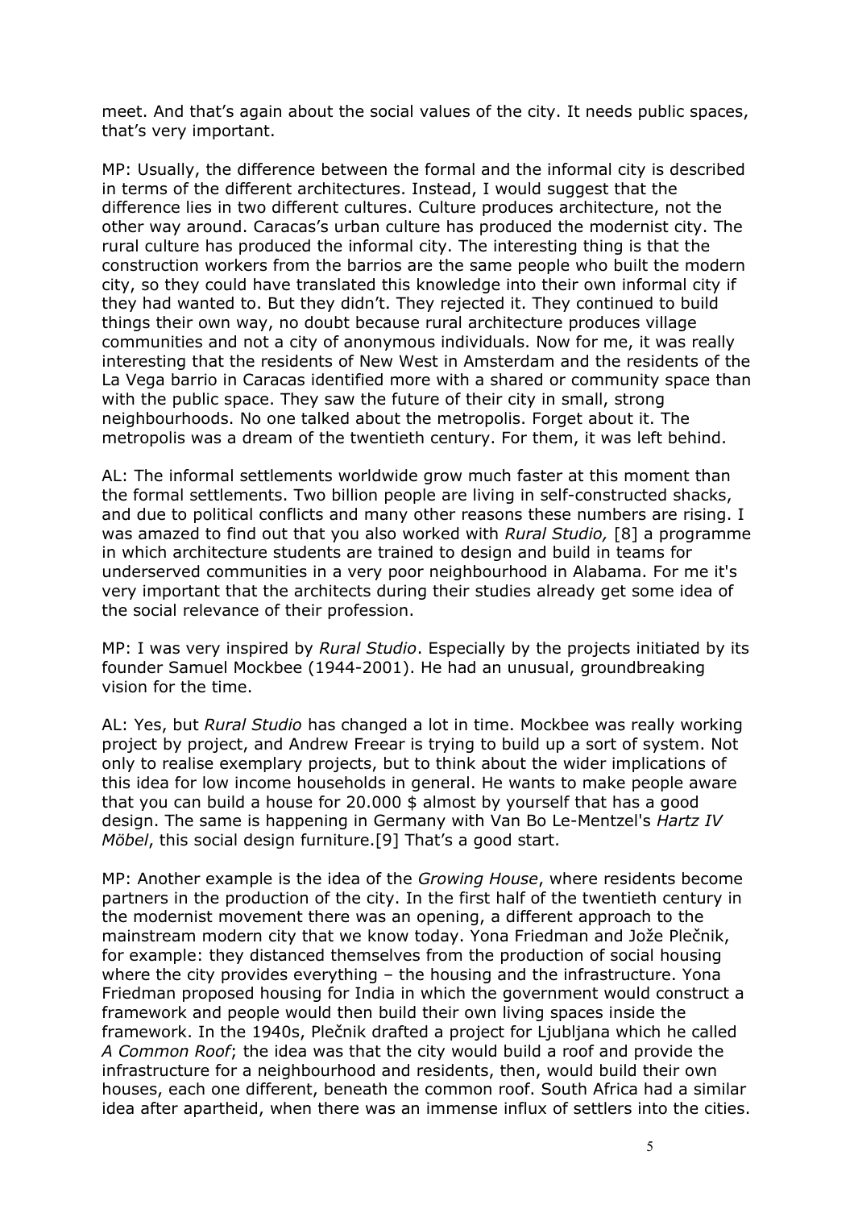meet. And that's again about the social values of the city. It needs public spaces, that's very important.

MP: Usually, the difference between the formal and the informal city is described in terms of the different architectures. Instead, I would suggest that the difference lies in two different cultures. Culture produces architecture, not the other way around. Caracas's urban culture has produced the modernist city. The rural culture has produced the informal city. The interesting thing is that the construction workers from the barrios are the same people who built the modern city, so they could have translated this knowledge into their own informal city if they had wanted to. But they didn't. They rejected it. They continued to build things their own way, no doubt because rural architecture produces village communities and not a city of anonymous individuals. Now for me, it was really interesting that the residents of New West in Amsterdam and the residents of the La Vega barrio in Caracas identified more with a shared or community space than with the public space. They saw the future of their city in small, strong neighbourhoods. No one talked about the metropolis. Forget about it. The metropolis was a dream of the twentieth century. For them, it was left behind.

AL: The informal settlements worldwide grow much faster at this moment than the formal settlements. Two billion people are living in self-constructed shacks, and due to political conflicts and many other reasons these numbers are rising. I was amazed to find out that you also worked with *Rural Studio,* [8] a programme in which architecture students are trained to design and build in teams for underserved communities in a very poor neighbourhood in Alabama. For me it's very important that the architects during their studies already get some idea of the social relevance of their profession.

MP: I was very inspired by *Rural Studio*. Especially by the projects initiated by its founder Samuel Mockbee (1944-2001). He had an unusual, groundbreaking vision for the time.

AL: Yes, but *Rural Studio* has changed a lot in time. Mockbee was really working project by project, and Andrew Freear is trying to build up a sort of system. Not only to realise exemplary projects, but to think about the wider implications of this idea for low income households in general. He wants to make people aware that you can build a house for 20.000 $ almost by yourself that has a good design. The same is happening in Germany with Van Bo Le-Mentzel's *Hartz IV Möbel*, this social design furniture.[9] That's a good start.

MP: Another example is the idea of the *Growing House*, where residents become partners in the production of the city. In the first half of the twentieth century in the modernist movement there was an opening, a different approach to the mainstream modern city that we know today. Yona Friedman and Jože Plečnik, for example: they distanced themselves from the production of social housing where the city provides everything – the housing and the infrastructure. Yona Friedman proposed housing for India in which the government would construct a framework and people would then build their own living spaces inside the framework. In the 1940s, Plečnik drafted a project for Ljubljana which he called *A Common Roof*; the idea was that the city would build a roof and provide the infrastructure for a neighbourhood and residents, then, would build their own houses, each one different, beneath the common roof. South Africa had a similar idea after apartheid, when there was an immense influx of settlers into the cities.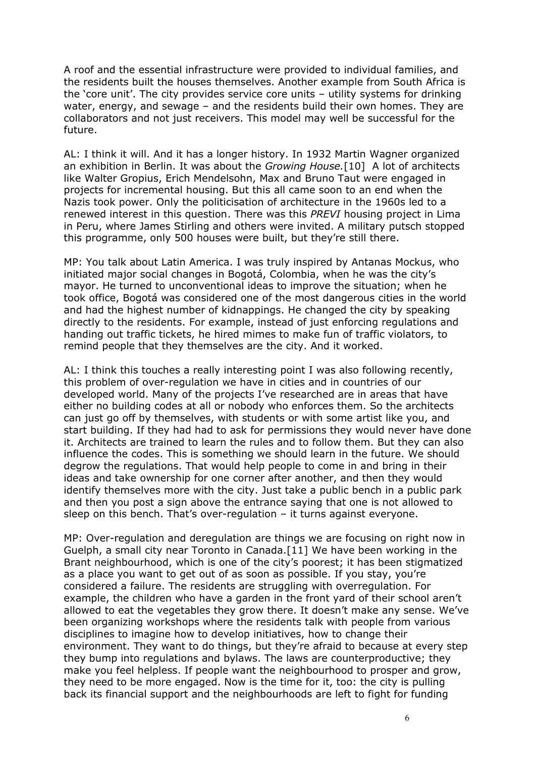A roof and the essential infrastructure were provided to individual families, and the residents built the houses themselves. Another example from South Africa is the 'core unit'. The city provides service core units – utility systems for drinking water, energy, and sewage – and the residents build their own homes. They are collaborators and not just receivers. This model may well be successful for the future.

AL: I think it will. And it has a longer history. In 1932 Martin Wagner organized an exhibition in Berlin. It was about the *Growing House.*[10] A lot of architects like Walter Gropius, Erich Mendelsohn, Max and Bruno Taut were engaged in projects for incremental housing. But this all came soon to an end when the Nazis took power. Only the politicisation of architecture in the 1960s led to a renewed interest in this question. There was this *PREVI* housing project in Lima in Peru, where James Stirling and others were invited. A military putsch stopped this programme, only 500 houses were built, but they're still there.

MP: You talk about Latin America. I was truly inspired by Antanas Mockus, who initiated major social changes in Bogotá, Colombia, when he was the city's mayor. He turned to unconventional ideas to improve the situation; when he took office, Bogotá was considered one of the most dangerous cities in the world and had the highest number of kidnappings. He changed the city by speaking directly to the residents. For example, instead of just enforcing regulations and handing out traffic tickets, he hired mimes to make fun of traffic violators, to remind people that they themselves are the city. And it worked.

AL: I think this touches a really interesting point I was also following recently, this problem of over-regulation we have in cities and in countries of our developed world. Many of the projects I've researched are in areas that have either no building codes at all or nobody who enforces them. So the architects can just go off by themselves, with students or with some artist like you, and start building. If they had had to ask for permissions they would never have done it. Architects are trained to learn the rules and to follow them. But they can also influence the codes. This is something we should learn in the future. We should degrow the regulations. That would help people to come in and bring in their ideas and take ownership for one corner after another, and then they would identify themselves more with the city. Just take a public bench in a public park and then you post a sign above the entrance saying that one is not allowed to sleep on this bench. That's over-regulation – it turns against everyone.

MP: Over-regulation and deregulation are things we are focusing on right now in Guelph, a small city near Toronto in Canada.[11] We have been working in the Brant neighbourhood, which is one of the city's poorest; it has been stigmatized as a place you want to get out of as soon as possible. If you stay, you're considered a failure. The residents are struggling with overregulation. For example, the children who have a garden in the front yard of their school aren't allowed to eat the vegetables they grow there. It doesn't make any sense. We've been organizing workshops where the residents talk with people from various disciplines to imagine how to develop initiatives, how to change their environment. They want to do things, but they're afraid to because at every step they bump into regulations and bylaws. The laws are counterproductive; they make you feel helpless. If people want the neighbourhood to prosper and grow, they need to be more engaged. Now is the time for it, too: the city is pulling back its financial support and the neighbourhoods are left to fight for funding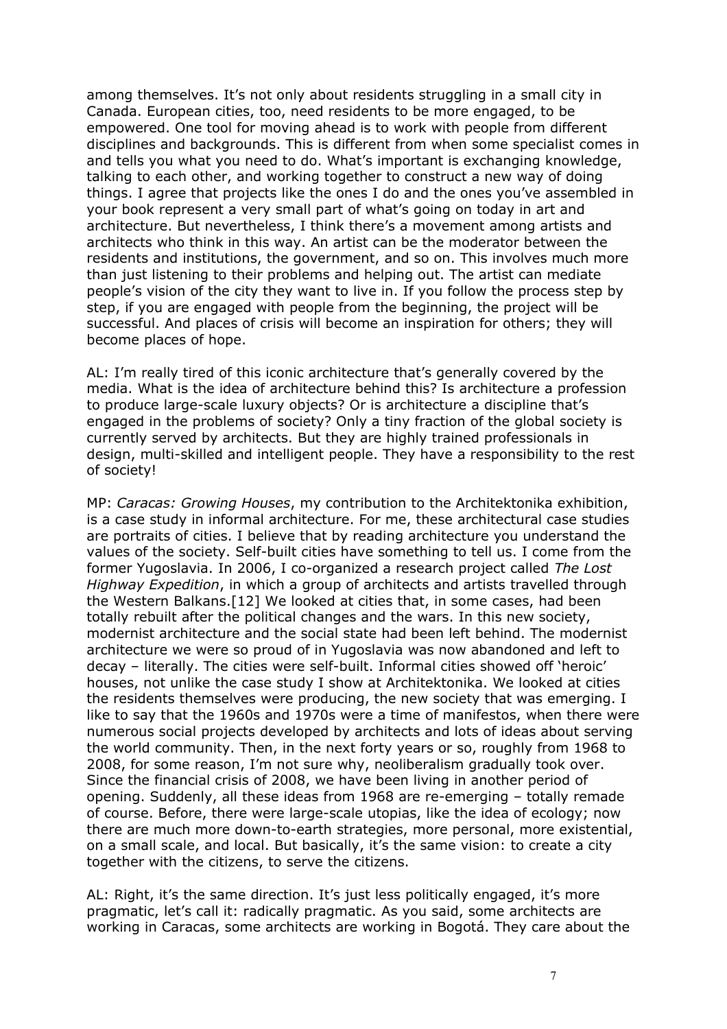among themselves. It's not only about residents struggling in a small city in Canada. European cities, too, need residents to be more engaged, to be empowered. One tool for moving ahead is to work with people from different disciplines and backgrounds. This is different from when some specialist comes in and tells you what you need to do. What's important is exchanging knowledge, talking to each other, and working together to construct a new way of doing things. I agree that projects like the ones I do and the ones you've assembled in your book represent a very small part of what's going on today in art and architecture. But nevertheless, I think there's a movement among artists and architects who think in this way. An artist can be the moderator between the residents and institutions, the government, and so on. This involves much more than just listening to their problems and helping out. The artist can mediate people's vision of the city they want to live in. If you follow the process step by step, if you are engaged with people from the beginning, the project will be successful. And places of crisis will become an inspiration for others; they will become places of hope.

AL: I'm really tired of this iconic architecture that's generally covered by the media. What is the idea of architecture behind this? Is architecture a profession to produce large-scale luxury objects? Or is architecture a discipline that's engaged in the problems of society? Only a tiny fraction of the global society is currently served by architects. But they are highly trained professionals in design, multi-skilled and intelligent people. They have a responsibility to the rest of society!

MP: *Caracas: Growing Houses*, my contribution to the Architektonika exhibition, is a case study in informal architecture. For me, these architectural case studies are portraits of cities. I believe that by reading architecture you understand the values of the society. Self-built cities have something to tell us. I come from the former Yugoslavia. In 2006, I co-organized a research project called *The Lost Highway Expedition*, in which a group of architects and artists travelled through the Western Balkans.[12] We looked at cities that, in some cases, had been totally rebuilt after the political changes and the wars. In this new society, modernist architecture and the social state had been left behind. The modernist architecture we were so proud of in Yugoslavia was now abandoned and left to decay – literally. The cities were self-built. Informal cities showed off 'heroic' houses, not unlike the case study I show at Architektonika. We looked at cities the residents themselves were producing, the new society that was emerging. I like to say that the 1960s and 1970s were a time of manifestos, when there were numerous social projects developed by architects and lots of ideas about serving the world community. Then, in the next forty years or so, roughly from 1968 to 2008, for some reason, I'm not sure why, neoliberalism gradually took over. Since the financial crisis of 2008, we have been living in another period of opening. Suddenly, all these ideas from 1968 are re-emerging – totally remade of course. Before, there were large-scale utopias, like the idea of ecology; now there are much more down-to-earth strategies, more personal, more existential, on a small scale, and local. But basically, it's the same vision: to create a city together with the citizens, to serve the citizens.

AL: Right, it's the same direction. It's just less politically engaged, it's more pragmatic, let's call it: radically pragmatic. As you said, some architects are working in Caracas, some architects are working in Bogotá. They care about the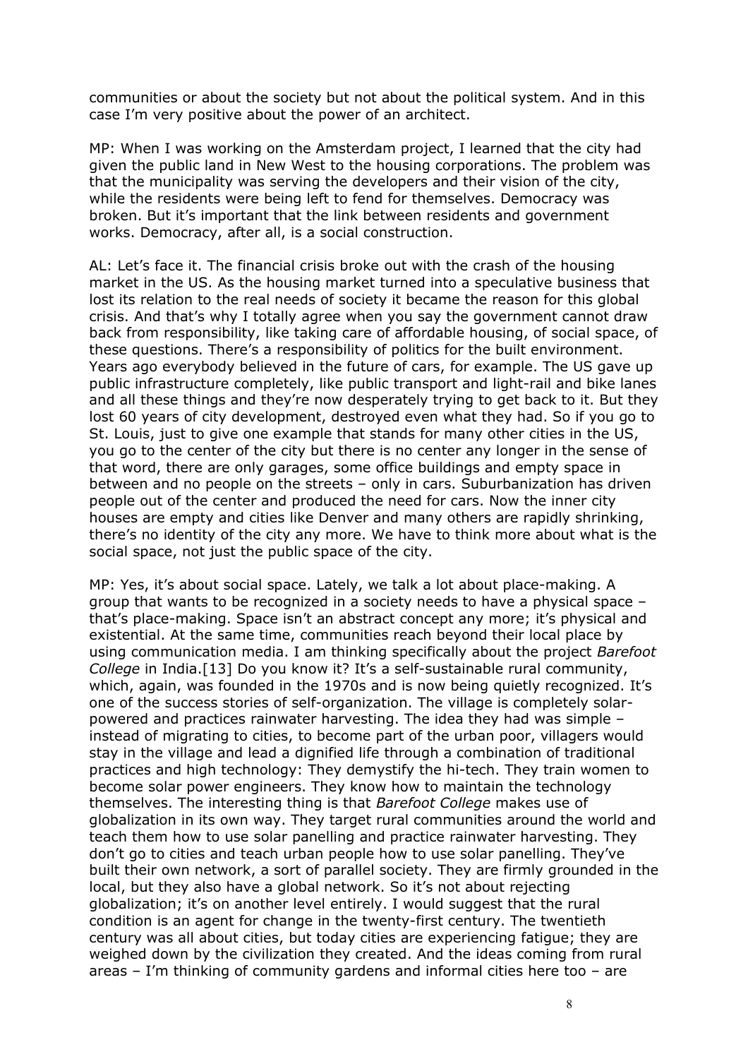communities or about the society but not about the political system. And in this case I'm very positive about the power of an architect.

MP: When I was working on the Amsterdam project, I learned that the city had given the public land in New West to the housing corporations. The problem was that the municipality was serving the developers and their vision of the city, while the residents were being left to fend for themselves. Democracy was broken. But it's important that the link between residents and government works. Democracy, after all, is a social construction.

AL: Let's face it. The financial crisis broke out with the crash of the housing market in the US. As the housing market turned into a speculative business that lost its relation to the real needs of society it became the reason for this global crisis. And that's why I totally agree when you say the government cannot draw back from responsibility, like taking care of affordable housing, of social space, of these questions. There's a responsibility of politics for the built environment. Years ago everybody believed in the future of cars, for example. The US gave up public infrastructure completely, like public transport and light-rail and bike lanes and all these things and they're now desperately trying to get back to it. But they lost 60 years of city development, destroyed even what they had. So if you go to St. Louis, just to give one example that stands for many other cities in the US, you go to the center of the city but there is no center any longer in the sense of that word, there are only garages, some office buildings and empty space in between and no people on the streets – only in cars. Suburbanization has driven people out of the center and produced the need for cars. Now the inner city houses are empty and cities like Denver and many others are rapidly shrinking, there's no identity of the city any more. We have to think more about what is the social space, not just the public space of the city.

MP: Yes, it's about social space. Lately, we talk a lot about place-making. A group that wants to be recognized in a society needs to have a physical space – that's place-making. Space isn't an abstract concept any more; it's physical and existential. At the same time, communities reach beyond their local place by using communication media. I am thinking specifically about the project *Barefoot College* in India.[13] Do you know it? It's a self-sustainable rural community, which, again, was founded in the 1970s and is now being quietly recognized. It's one of the success stories of self-organization. The village is completely solar-powered and practices rainwater harvesting. The idea they had was simple – instead of migrating to cities, to become part of the urban poor, villagers would stay in the village and lead a dignified life through a combination of traditional practices and high technology: They demystify the hi-tech. They train women to become solar power engineers. They know how to maintain the technology themselves. The interesting thing is that *Barefoot College* makes use of globalization in its own way. They target rural communities around the world and teach them how to use solar panelling and practice rainwater harvesting. They don't go to cities and teach urban people how to use solar panelling. They've built their own network, a sort of parallel society. They are firmly grounded in the local, but they also have a global network. So it's not about rejecting globalization; it's on another level entirely. I would suggest that the rural condition is an agent for change in the twenty-first century. The twentieth century was all about cities, but today cities are experiencing fatigue; they are weighed down by the civilization they created. And the ideas coming from rural areas – I'm thinking of community gardens and informal cities here too – are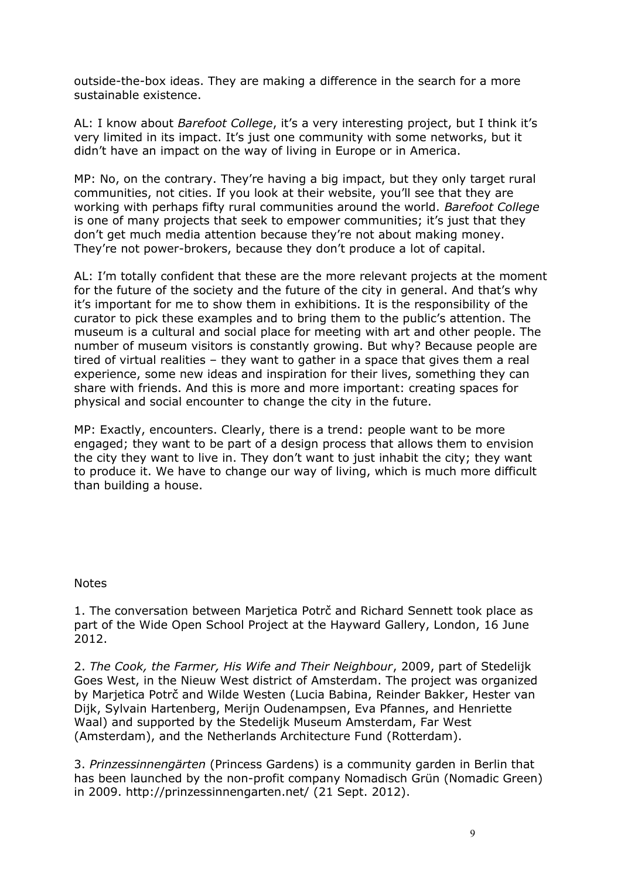outside-the-box ideas. They are making a difference in the search for a more sustainable existence.

AL: I know about *Barefoot College*, it's a very interesting project, but I think it's very limited in its impact. It's just one community with some networks, but it didn't have an impact on the way of living in Europe or in America.

MP: No, on the contrary. They're having a big impact, but they only target rural communities, not cities. If you look at their website, you'll see that they are working with perhaps fifty rural communities around the world. *Barefoot College* is one of many projects that seek to empower communities; it's just that they don't get much media attention because they're not about making money. They're not power-brokers, because they don't produce a lot of capital.

AL: I'm totally confident that these are the more relevant projects at the moment for the future of the society and the future of the city in general. And that's why it's important for me to show them in exhibitions. It is the responsibility of the curator to pick these examples and to bring them to the public's attention. The museum is a cultural and social place for meeting with art and other people. The number of museum visitors is constantly growing. But why? Because people are tired of virtual realities – they want to gather in a space that gives them a real experience, some new ideas and inspiration for their lives, something they can share with friends. And this is more and more important: creating spaces for physical and social encounter to change the city in the future.

MP: Exactly, encounters. Clearly, there is a trend: people want to be more engaged; they want to be part of a design process that allows them to envision the city they want to live in. They don't want to just inhabit the city; they want to produce it. We have to change our way of living, which is much more difficult than building a house.

Notes

1. The conversation between Marjetica Potrč and Richard Sennett took place as part of the Wide Open School Project at the Hayward Gallery, London, 16 June 2012.

2. *The Cook, the Farmer, His Wife and Their Neighbour*, 2009, part of Stedelijk Goes West, in the Nieuw West district of Amsterdam. The project was organized by Marjetica Potrč and Wilde Westen (Lucia Babina, Reinder Bakker, Hester van Dijk, Sylvain Hartenberg, Merijn Oudenampsen, Eva Pfannes, and Henriette Waal) and supported by the Stedelijk Museum Amsterdam, Far West (Amsterdam), and the Netherlands Architecture Fund (Rotterdam).

3. *Prinzessinnengärten* (Princess Gardens) is a community garden in Berlin that has been launched by the non-profit company Nomadisch Grün (Nomadic Green) in 2009. http://prinzessinnengarten.net/ (21 Sept. 2012).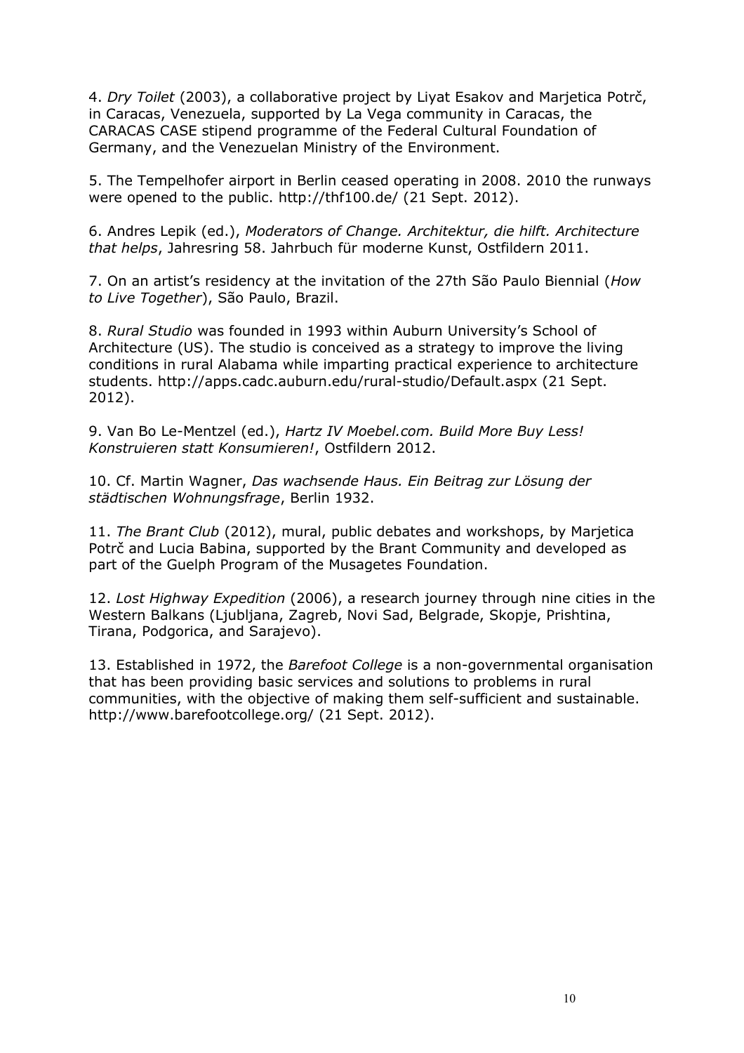4. *Dry Toilet* (2003), a collaborative project by Liyat Esakov and Marjetica Potrč, in Caracas, Venezuela, supported by La Vega community in Caracas, the CARACAS CASE stipend programme of the Federal Cultural Foundation of Germany, and the Venezuelan Ministry of the Environment.

5. The Tempelhofer airport in Berlin ceased operating in 2008. 2010 the runways were opened to the public. http://thf100.de/ (21 Sept. 2012).

6. Andres Lepik (ed.), *Moderators of Change. Architektur, die hilft. Architecture that helps*, Jahresring 58. Jahrbuch für moderne Kunst, Ostfildern 2011.

7. On an artist's residency at the invitation of the 27th São Paulo Biennial (*How to Live Together*), São Paulo, Brazil.

8. *Rural Studio* was founded in 1993 within Auburn University's School of Architecture (US). The studio is conceived as a strategy to improve the living conditions in rural Alabama while imparting practical experience to architecture students. http://apps.cadc.auburn.edu/rural-studio/Default.aspx (21 Sept. 2012).

9. Van Bo Le-Mentzel (ed.), *Hartz IV Moebel.com. Build More Buy Less! Konstruieren statt Konsumieren!*, Ostfildern 2012.

10. Cf. Martin Wagner, *Das wachsende Haus. Ein Beitrag zur Lösung der städtischen Wohnungsfrage*, Berlin 1932.

11. *The Brant Club* (2012), mural, public debates and workshops, by Marjetica Potrč and Lucia Babina, supported by the Brant Community and developed as part of the Guelph Program of the Musagetes Foundation.

12. *Lost Highway Expedition* (2006), a research journey through nine cities in the Western Balkans (Ljubljana, Zagreb, Novi Sad, Belgrade, Skopje, Prishtina, Tirana, Podgorica, and Sarajevo).

13. Established in 1972, the *Barefoot College* is a non-governmental organisation that has been providing basic services and solutions to problems in rural communities, with the objective of making them self-sufficient and sustainable. http://www.barefootcollege.org/ (21 Sept. 2012).